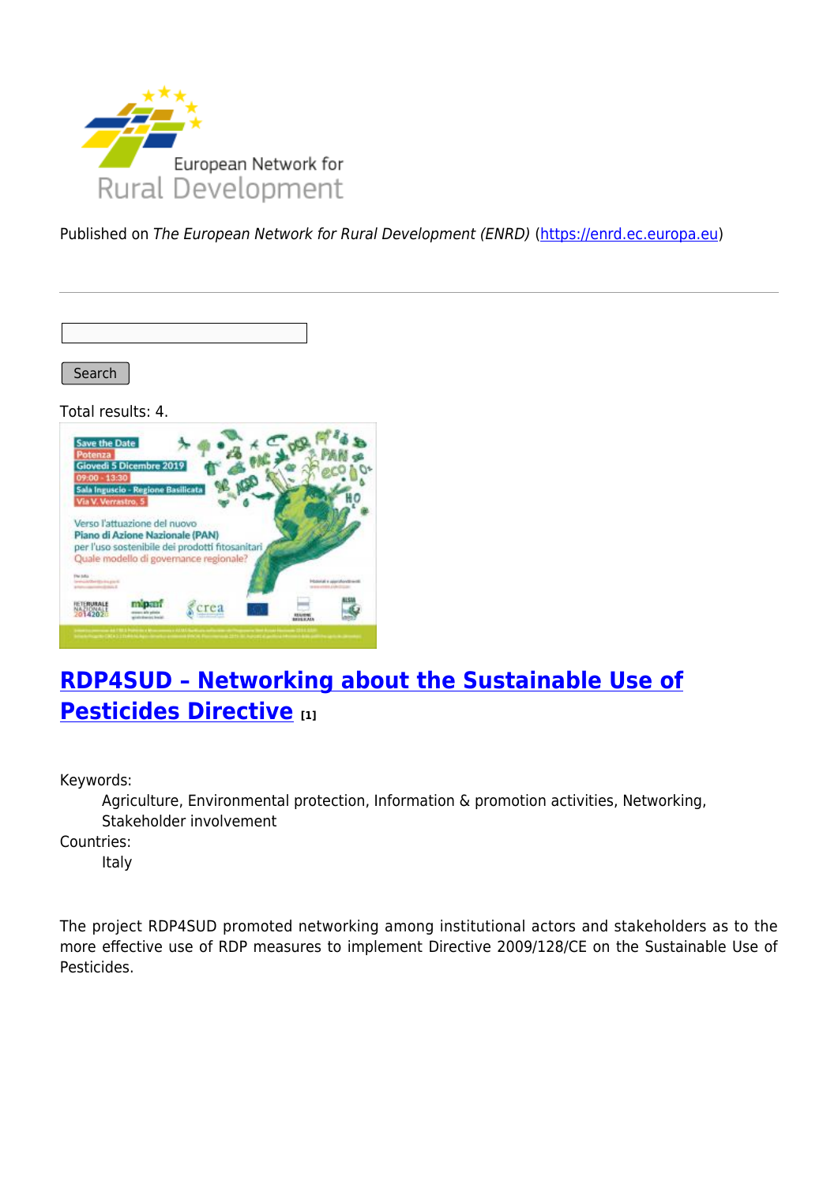Published on *The European Network for Rural Development (ENRD)* (https://enrd.ec.europa.eu)

Search

Total results: 4.

## RDP4SUD – Networking about the Sustainable Use of Pesticides Directive [1]

Keywords:
: Agriculture, Environmental protection, Information & promotion activities, Networking, Stakeholder involvement

Countries:
: Italy

The project RDP4SUD promoted networking among institutional actors and stakeholders as to the more effective use of RDP measures to implement Directive 2009/128/CE on the Sustainable Use of Pesticides.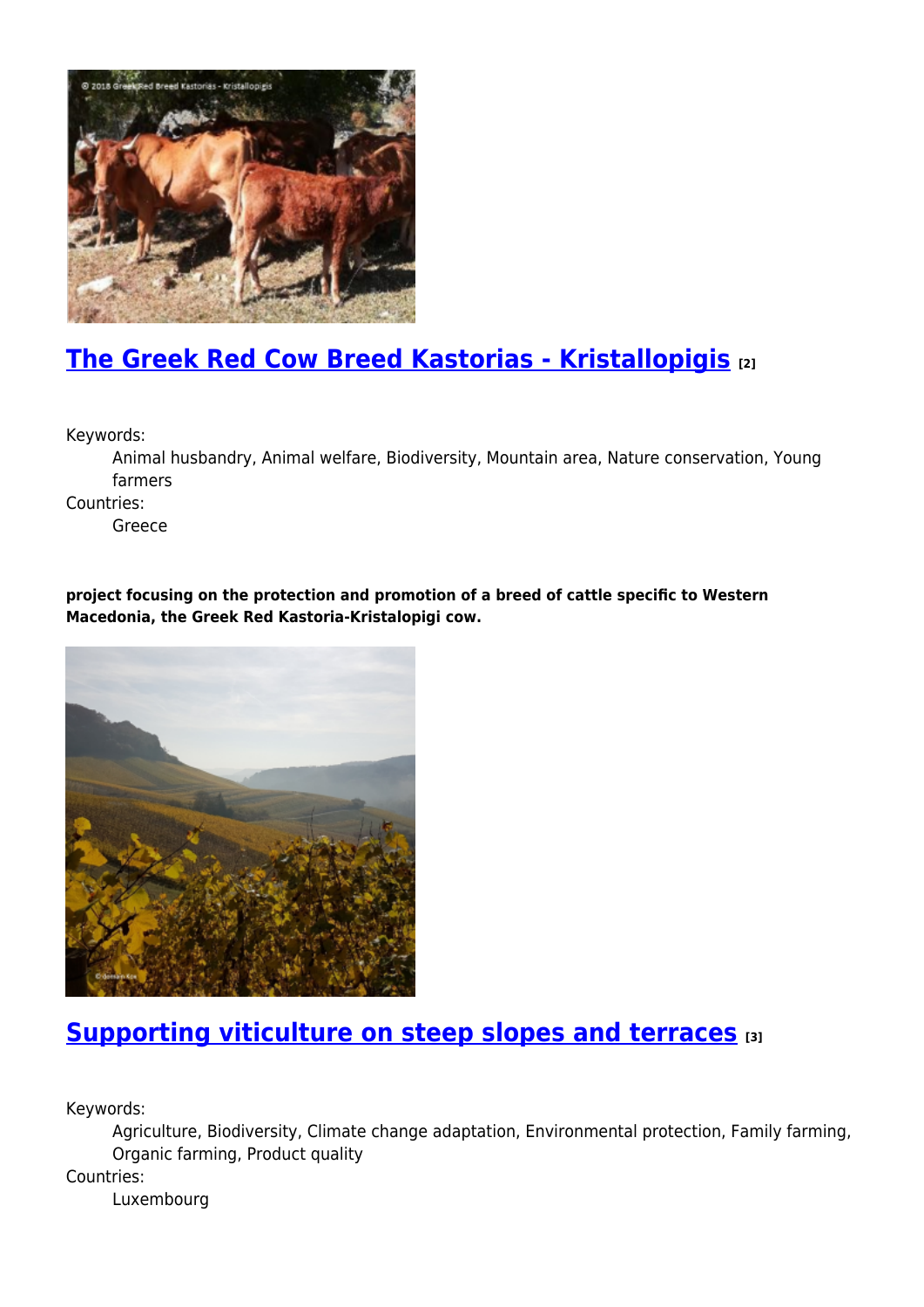## [The Greek Red Cow Breed Kastorias - Kristallopigis] [2]

Keywords:
: Animal husbandry, Animal welfare, Biodiversity, Mountain area, Nature conservation, Young farmers

Countries:
: Greece

**project focusing on the protection and promotion of a breed of cattle specific to Western Macedonia, the Greek Red Kastoria-Kristalopigi cow.**

## [Supporting viticulture on steep slopes and terraces] [3]

Keywords:
: Agriculture, Biodiversity, Climate change adaptation, Environmental protection, Family farming, Organic farming, Product quality

Countries:
: Luxembourg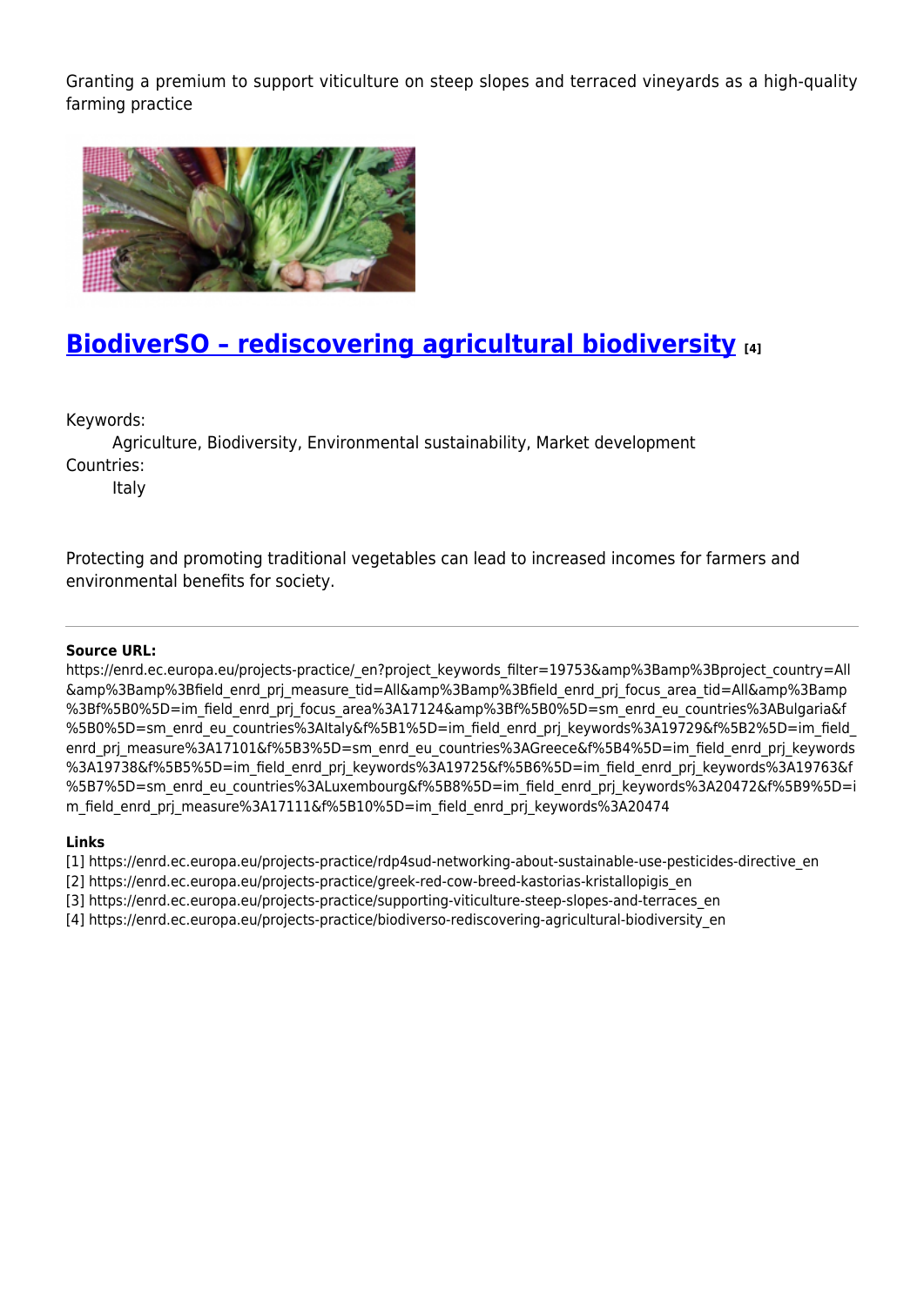Granting a premium to support viticulture on steep slopes and terraced vineyards as a high-quality farming practice

## [BiodiverSO – rediscovering agricultural biodiversity](https://enrd.ec.europa.eu/projects-practice/biodiverso-rediscovering-agricultural-biodiversity_en) [4]

Keywords:
Agriculture, Biodiversity, Environmental sustainability, Market development
Countries:
Italy

Protecting and promoting traditional vegetables can lead to increased incomes for farmers and environmental benefits for society.

---

**Source URL:**
https://enrd.ec.europa.eu/projects-practice/_en?project_keywords_filter=19753&amp%3Bamp%3Bproject_country=All&amp%3Bamp%3Bfield_enrd_prj_measure_tid=All&amp%3Bamp%3Bfield_enrd_prj_focus_area_tid=All&amp%3Bamp%3Bf%5B0%5D=im_field_enrd_prj_focus_area%3A17124&amp%3Bf%5B0%5D=sm_enrd_eu_countries%3ABulgaria&f%5B0%5D=sm_enrd_eu_countries%3AItaly&f%5B1%5D=im_field_enrd_prj_keywords%3A19729&f%5B2%5D=im_field_enrd_prj_measure%3A17101&f%5B3%5D=sm_enrd_eu_countries%3AGreece&f%5B4%5D=im_field_enrd_prj_keywords%3A19738&f%5B5%5D=im_field_enrd_prj_keywords%3A19725&f%5B6%5D=im_field_enrd_prj_keywords%3A19763&f%5B7%5D=sm_enrd_eu_countries%3ALuxembourg&f%5B8%5D=im_field_enrd_prj_keywords%3A20472&f%5B9%5D=im_field_enrd_prj_measure%3A17111&f%5B10%5D=im_field_enrd_prj_keywords%3A20474

**Links**
[1] https://enrd.ec.europa.eu/projects-practice/rdp4sud-networking-about-sustainable-use-pesticides-directive_en
[2] https://enrd.ec.europa.eu/projects-practice/greek-red-cow-breed-kastorias-kristallopigis_en
[3] https://enrd.ec.europa.eu/projects-practice/supporting-viticulture-steep-slopes-and-terraces_en
[4] https://enrd.ec.europa.eu/projects-practice/biodiverso-rediscovering-agricultural-biodiversity_en